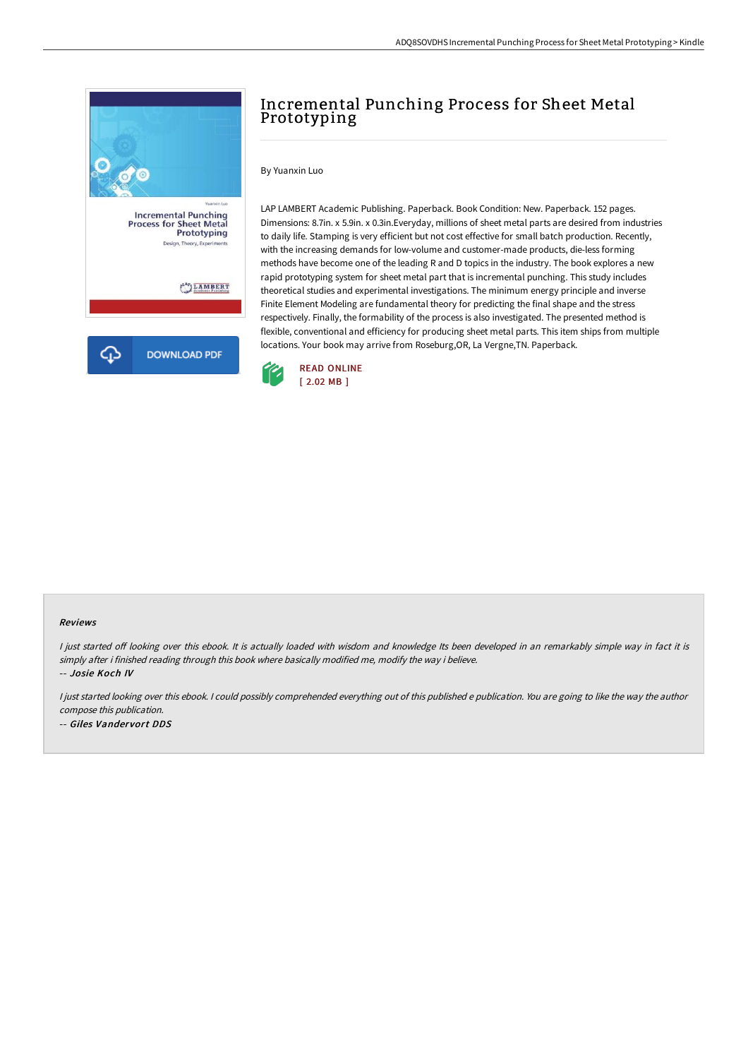# Incremental Punching Process for Sheet Metal Prototyping

By Yuanxin Luo

LAP LAMBERT Academic Publishing. Paperback. Book Condition: New. Paperback. 152 pages. Dimensions: 8.7in. x 5.9in. x 0.3in.Everyday, millions of sheet metal parts are desired from industries to daily life. Stamping is very efficient but not cost effective for small batch production. Recently, with the increasing demands for low-volume and customer-made products, die-less forming methods have become one of the leading R and D topics in the industry. The book explores a new rapid prototyping system for sheet metal part that is incremental punching. This study includes theoretical studies and experimental investigations. The minimum energy principle and inverse Finite Element Modeling are fundamental theory for predicting the final shape and the stress respectively. Finally, the formability of the process is also investigated. The presented method is flexible, conventional and efficiency for producing sheet metal parts. This item ships from multiple locations. Your book may arrive from Roseburg,OR, La Vergne,TN. Paperback.

DOWNLOAD PDF

READ ONLINE
[ 2.02 MB ]

### Reviews

*I just started off looking over this ebook. It is actually loaded with wisdom and knowledge Its been developed in an remarkably simple way in fact it is simply after i finished reading through this book where basically modified me, modify the way i believe.*

*-- Josie Koch IV*

*I just started looking over this ebook. I could possibly comprehended everything out of this published e publication. You are going to like the way the author compose this publication.*

*-- Giles Vandervort DDS*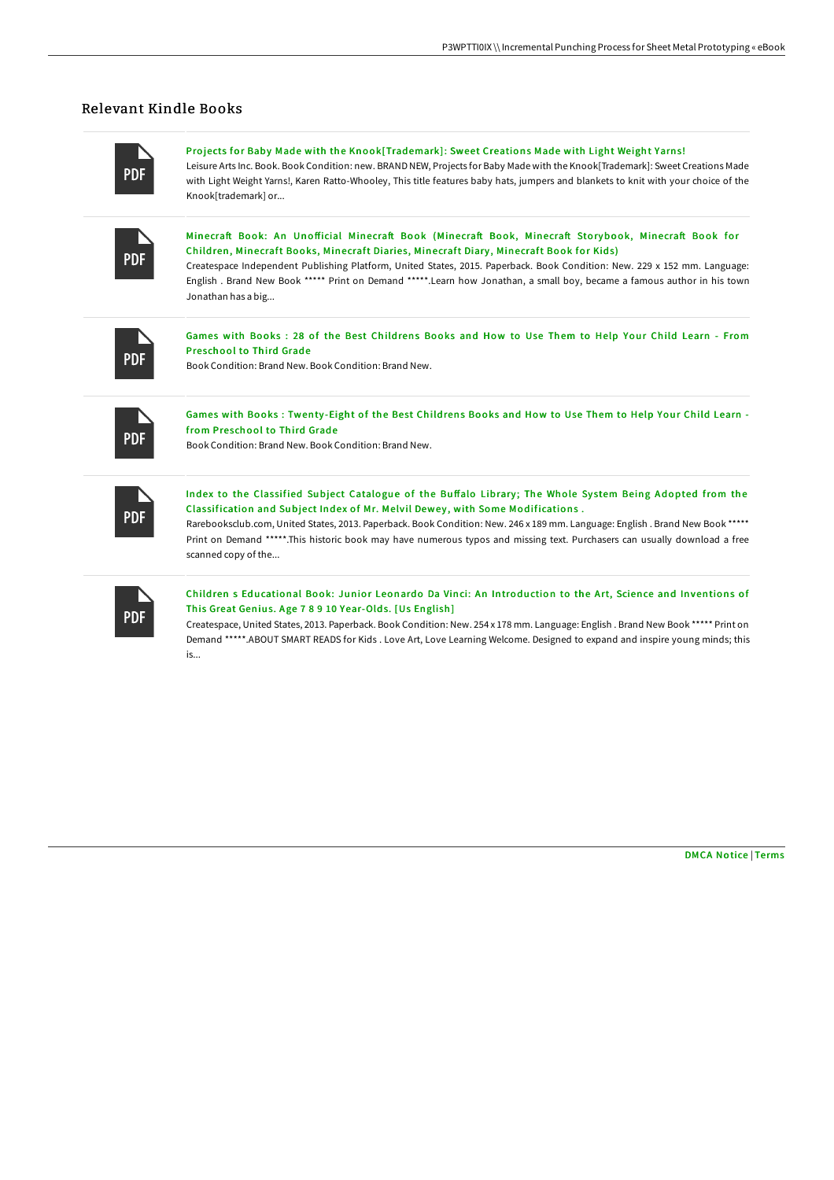## Relevant Kindle Books

PDF

**Projects for Baby Made with the Knook[Trademark]: Sweet Creations Made with Light Weight Yarns!**

Leisure Arts Inc. Book. Book Condition: new. BRAND NEW, Projects for Baby Made with the Knook[Trademark]: Sweet Creations Made with Light Weight Yarns!, Karen Ratto-Whooley, This title features baby hats, jumpers and blankets to knit with your choice of the Knook[trademark] or...

PDF

**Minecraft Book: An Unofficial Minecraft Book (Minecraft Book, Minecraft Storybook, Minecraft Book for Children, Minecraft Books, Minecraft Diaries, Minecraft Diary, Minecraft Book for Kids)**

Createspace Independent Publishing Platform, United States, 2015. Paperback. Book Condition: New. 229 x 152 mm. Language: English . Brand New Book ***** Print on Demand *****.Learn how Jonathan, a small boy, became a famous author in his town Jonathan has a big...

PDF

**Games with Books : 28 of the Best Childrens Books and How to Use Them to Help Your Child Learn - From Preschool to Third Grade**

Book Condition: Brand New. Book Condition: Brand New.

PDF

**Games with Books : Twenty-Eight of the Best Childrens Books and How to Use Them to Help Your Child Learn - from Preschool to Third Grade**

Book Condition: Brand New. Book Condition: Brand New.

PDF

**Index to the Classified Subject Catalogue of the Buffalo Library; The Whole System Being Adopted from the Classification and Subject Index of Mr. Melvil Dewey, with Some Modifications .**

Rarebooksclub.com, United States, 2013. Paperback. Book Condition: New. 246 x 189 mm. Language: English . Brand New Book ***** Print on Demand *****.This historic book may have numerous typos and missing text. Purchasers can usually download a free scanned copy of the...

PDF

**Children s Educational Book: Junior Leonardo Da Vinci: An Introduction to the Art, Science and Inventions of This Great Genius. Age 7 8 9 10 Year-Olds. [Us English]**

Createspace, United States, 2013. Paperback. Book Condition: New. 254 x 178 mm. Language: English . Brand New Book ***** Print on Demand *****.ABOUT SMART READS for Kids . Love Art, Love Learning Welcome. Designed to expand and inspire young minds; this is...

DMCA Notice | Terms